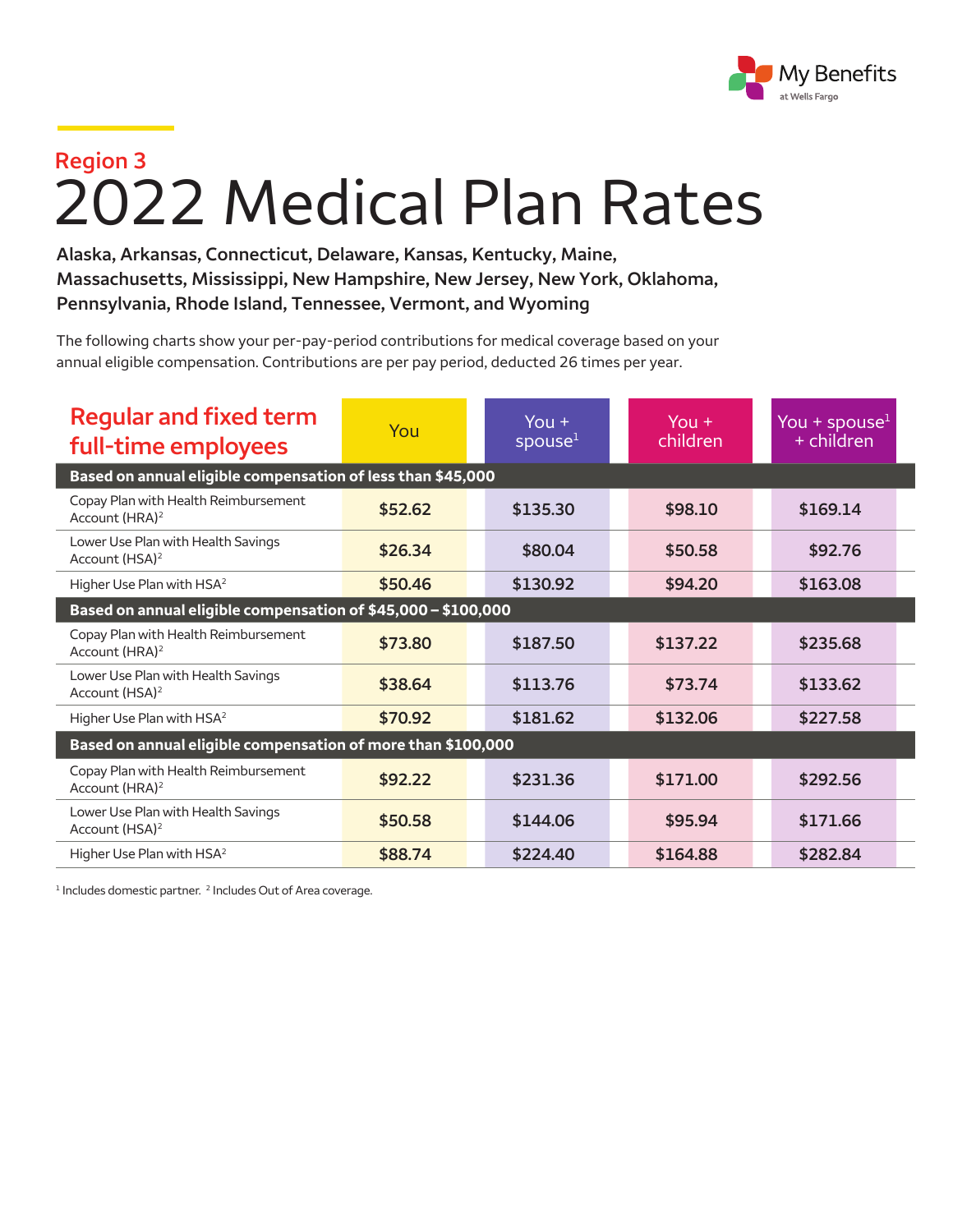My Benefits at Wells Fargo

## Region 3

# 2022 Medical Plan Rates

**Alaska, Arkansas, Connecticut, Delaware, Kansas, Kentucky, Maine, Massachusetts, Mississippi, New Hampshire, New Jersey, New York, Oklahoma, Pennsylvania, Rhode Island, Tennessee, Vermont, and Wyoming**

The following charts show your per-pay-period contributions for medical coverage based on your annual eligible compensation. Contributions are per pay period, deducted 26 times per year.

| Regular and fixed term full-time employees | You | You + spouse[1] | You + children | You + spouse[1] + children |
|---|---|---|---|---|
| **Based on annual eligible compensation of less than $45,000** | | | | |
| Copay Plan with Health Reimbursement Account (HRA)[2] | $52.62 | $135.30 | $98.10 | $169.14 |
| Lower Use Plan with Health Savings Account (HSA)[2] | $26.34 | $80.04 | $50.58 | $92.76 |
| Higher Use Plan with HSA[2] | $50.46 | $130.92 | $94.20 | $163.08 |
| **Based on annual eligible compensation of $45,000 – $100,000** | | | | |
| Copay Plan with Health Reimbursement Account (HRA)[2] | $73.80 | $187.50 | $137.22 | $235.68 |
| Lower Use Plan with Health Savings Account (HSA)[2] | $38.64 | $113.76 | $73.74 | $133.62 |
| Higher Use Plan with HSA[2] | $70.92 | $181.62 | $132.06 | $227.58 |
| **Based on annual eligible compensation of more than $100,000** | | | | |
| Copay Plan with Health Reimbursement Account (HRA)[2] | $92.22 | $231.36 | $171.00 | $292.56 |
| Lower Use Plan with Health Savings Account (HSA)[2] | $50.58 | $144.06 | $95.94 | $171.66 |
| Higher Use Plan with HSA[2] | $88.74 | $224.40 | $164.88 | $282.84 |

[1] Includes domestic partner. [2] Includes Out of Area coverage.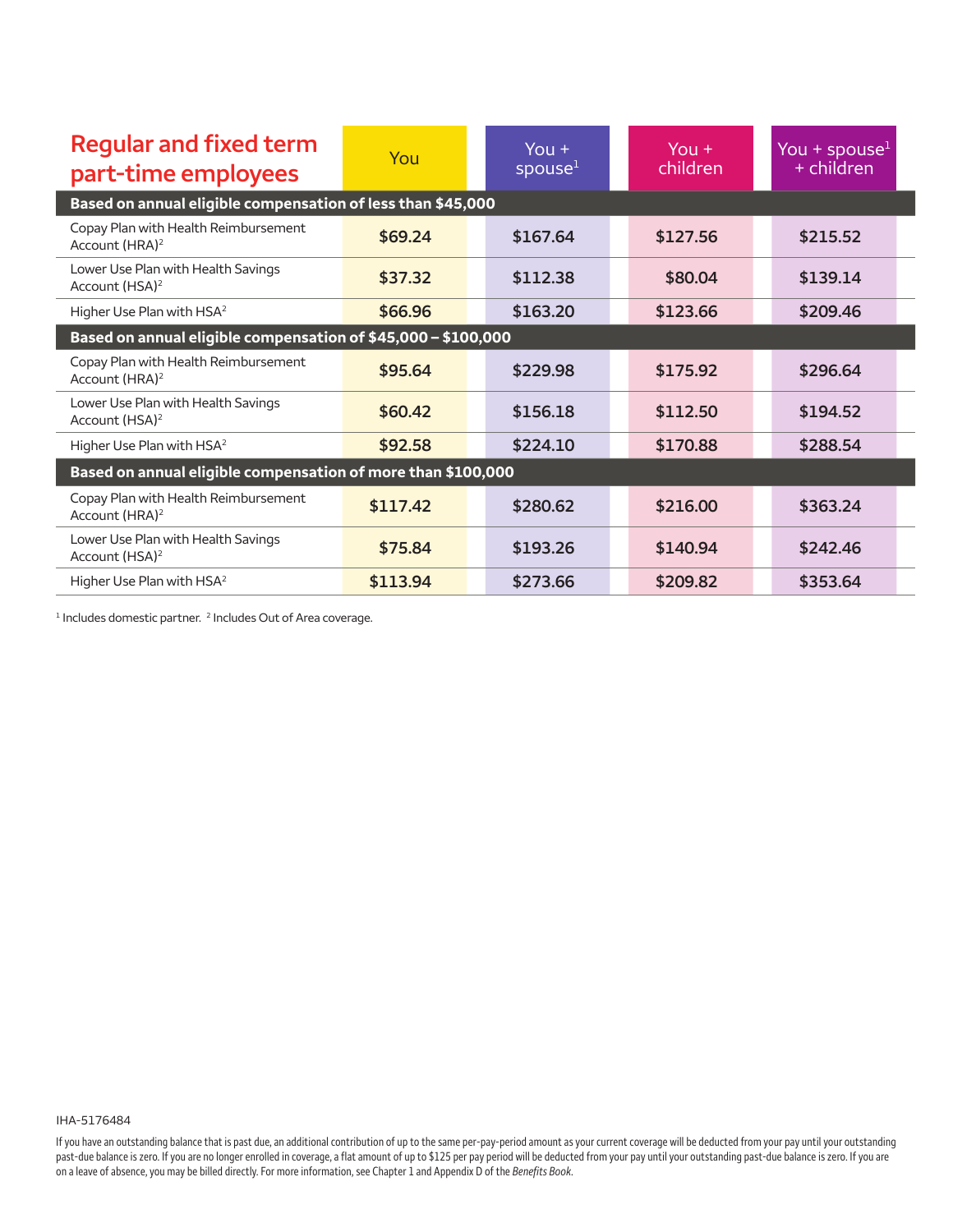| Regular and fixed term part-time employees | You | You + spouse[1] | You + children | You + spouse[1] + children |
|---|---|---|---|---|
| **Based on annual eligible compensation of less than $45,000** | | | | |
| Copay Plan with Health Reimbursement Account (HRA)[2] | $69.24 | $167.64 | $127.56 | $215.52 |
| Lower Use Plan with Health Savings Account (HSA)[2] | $37.32 | $112.38 | $80.04 | $139.14 |
| Higher Use Plan with HSA[2] | $66.96 | $163.20 | $123.66 | $209.46 |
| **Based on annual eligible compensation of $45,000 – $100,000** | | | | |
| Copay Plan with Health Reimbursement Account (HRA)[2] | $95.64 | $229.98 | $175.92 | $296.64 |
| Lower Use Plan with Health Savings Account (HSA)[2] | $60.42 | $156.18 | $112.50 | $194.52 |
| Higher Use Plan with HSA[2] | $92.58 | $224.10 | $170.88 | $288.54 |
| **Based on annual eligible compensation of more than $100,000** | | | | |
| Copay Plan with Health Reimbursement Account (HRA)[2] | $117.42 | $280.62 | $216.00 | $363.24 |
| Lower Use Plan with Health Savings Account (HSA)[2] | $75.84 | $193.26 | $140.94 | $242.46 |
| Higher Use Plan with HSA[2] | $113.94 | $273.66 | $209.82 | $353.64 |

[1] Includes domestic partner. [2] Includes Out of Area coverage.

IHA-5176484

If you have an outstanding balance that is past due, an additional contribution of up to the same per-pay-period amount as your current coverage will be deducted from your pay until your outstanding past-due balance is zero. If you are no longer enrolled in coverage, a flat amount of up to $125 per pay period will be deducted from your pay until your outstanding past-due balance is zero. If you are on a leave of absence, you may be billed directly. For more information, see Chapter 1 and Appendix D of the *Benefits Book*.